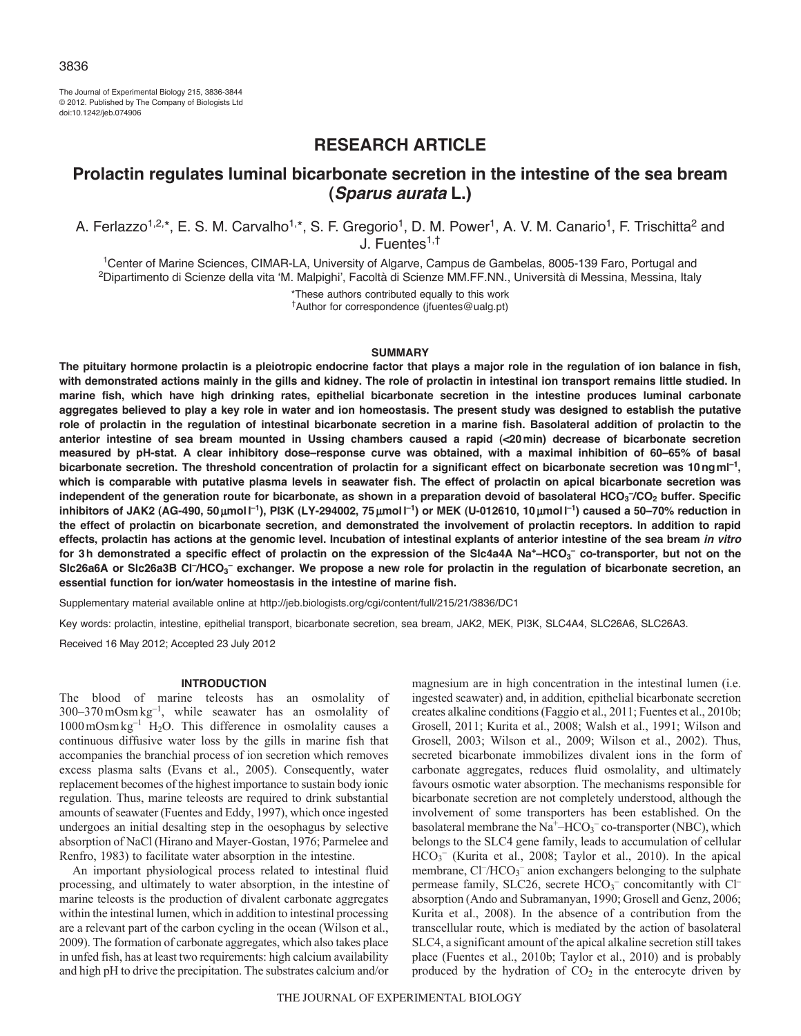## RESEARCH ARTICLE

# Prolactin regulates luminal bicarbonate secretion in the intestine of the sea bream (*Sparus aurata* L.)

A. Ferlazzo[1,2,*], E. S. M. Carvalho[1,*], S. F. Gregorio[1], D. M. Power[1], A. V. M. Canario[1], F. Trischitta[2] and J. Fuentes[1,†]

[1]Center of Marine Sciences, CIMAR-LA, University of Algarve, Campus de Gambelas, 8005-139 Faro, Portugal and [2]Dipartimento di Scienze della vita 'M. Malpighi', Facoltà di Scienze MM.FF.NN., Università di Messina, Messina, Italy

*These authors contributed equally to this work

†Author for correspondence (jfuentes@ualg.pt)

### SUMMARY

**The pituitary hormone prolactin is a pleiotropic endocrine factor that plays a major role in the regulation of ion balance in fish, with demonstrated actions mainly in the gills and kidney. The role of prolactin in intestinal ion transport remains little studied. In marine fish, which have high drinking rates, epithelial bicarbonate secretion in the intestine produces luminal carbonate aggregates believed to play a key role in water and ion homeostasis. The present study was designed to establish the putative role of prolactin in the regulation of intestinal bicarbonate secretion in a marine fish. Basolateral addition of prolactin to the anterior intestine of sea bream mounted in Ussing chambers caused a rapid (<20 min) decrease of bicarbonate secretion measured by pH-stat. A clear inhibitory dose–response curve was obtained, with a maximal inhibition of 60–65% of basal bicarbonate secretion. The threshold concentration of prolactin for a significant effect on bicarbonate secretion was 10 ng ml$^{-1}$, which is comparable with putative plasma levels in seawater fish. The effect of prolactin on apical bicarbonate secretion was independent of the generation route for bicarbonate, as shown in a preparation devoid of basolateral $HCO_3^-/CO_2$ buffer. Specific inhibitors of JAK2 (AG-490, 50 μmol l$^{-1}$), PI3K (LY-294002, 75 μmol l$^{-1}$) or MEK (U-012610, 10 μmol l$^{-1}$) caused a 50–70% reduction in the effect of prolactin on bicarbonate secretion, and demonstrated the involvement of prolactin receptors. In addition to rapid effects, prolactin has actions at the genomic level. Incubation of intestinal explants of anterior intestine of the sea bream *in vitro* for 3 h demonstrated a specific effect of prolactin on the expression of the Slc4a4A $Na^+$–$HCO_3^-$ co-transporter, but not on the Slc26a6A or Slc26a3B $Cl^-/HCO_3^-$ exchanger. We propose a new role for prolactin in the regulation of bicarbonate secretion, an essential function for ion/water homeostasis in the intestine of marine fish.**

Supplementary material available online at http://jeb.biologists.org/cgi/content/full/215/21/3836/DC1

Key words: prolactin, intestine, epithelial transport, bicarbonate secretion, sea bream, JAK2, MEK, PI3K, SLC4A4, SLC26A6, SLC26A3.

Received 16 May 2012; Accepted 23 July 2012

### INTRODUCTION

The blood of marine teleosts has an osmolality of 300–370 mOsm kg$^{-1}$, while seawater has an osmolality of 1000 mOsm kg$^{-1}$ $H_2O$. This difference in osmolality causes a continuous diffusive water loss by the gills in marine fish that accompanies the branchial process of ion secretion which removes excess plasma salts (Evans et al., 2005). Consequently, water replacement becomes of the highest importance to sustain body ionic regulation. Thus, marine teleosts are required to drink substantial amounts of seawater (Fuentes and Eddy, 1997), which once ingested undergoes an initial desalting step in the oesophagus by selective absorption of NaCl (Hirano and Mayer-Gostan, 1976; Parmelee and Renfro, 1983) to facilitate water absorption in the intestine.

An important physiological process related to intestinal fluid processing, and ultimately to water absorption, in the intestine of marine teleosts is the production of divalent carbonate aggregates within the intestinal lumen, which in addition to intestinal processing are a relevant part of the carbon cycling in the ocean (Wilson et al., 2009). The formation of carbonate aggregates, which also takes place in unfed fish, has at least two requirements: high calcium availability and high pH to drive the precipitation. The substrates calcium and/or magnesium are in high concentration in the intestinal lumen (i.e. ingested seawater) and, in addition, epithelial bicarbonate secretion creates alkaline conditions (Faggio et al., 2011; Fuentes et al., 2010b; Grosell, 2011; Kurita et al., 2008; Walsh et al., 1991; Wilson and Grosell, 2003; Wilson et al., 2009; Wilson et al., 2002). Thus, secreted bicarbonate immobilizes divalent ions in the form of carbonate aggregates, reduces fluid osmolality, and ultimately favours osmotic water absorption. The mechanisms responsible for bicarbonate secretion are not completely understood, although the involvement of some transporters has been established. On the basolateral membrane the $Na^+$–$HCO_3^-$ co-transporter (NBC), which belongs to the SLC4 gene family, leads to accumulation of cellular $HCO_3^-$ (Kurita et al., 2008; Taylor et al., 2010). In the apical membrane, $Cl^-/HCO_3^-$ anion exchangers belonging to the sulphate permease family, SLC26, secrete $HCO_3^-$ concomitantly with $Cl^-$ absorption (Ando and Subramanyan, 1990; Grosell and Genz, 2006; Kurita et al., 2008). In the absence of a contribution from the transcellular route, which is mediated by the action of basolateral SLC4, a significant amount of the apical alkaline secretion still takes place (Fuentes et al., 2010b; Taylor et al., 2010) and is probably produced by the hydration of $CO_2$ in the enterocyte driven by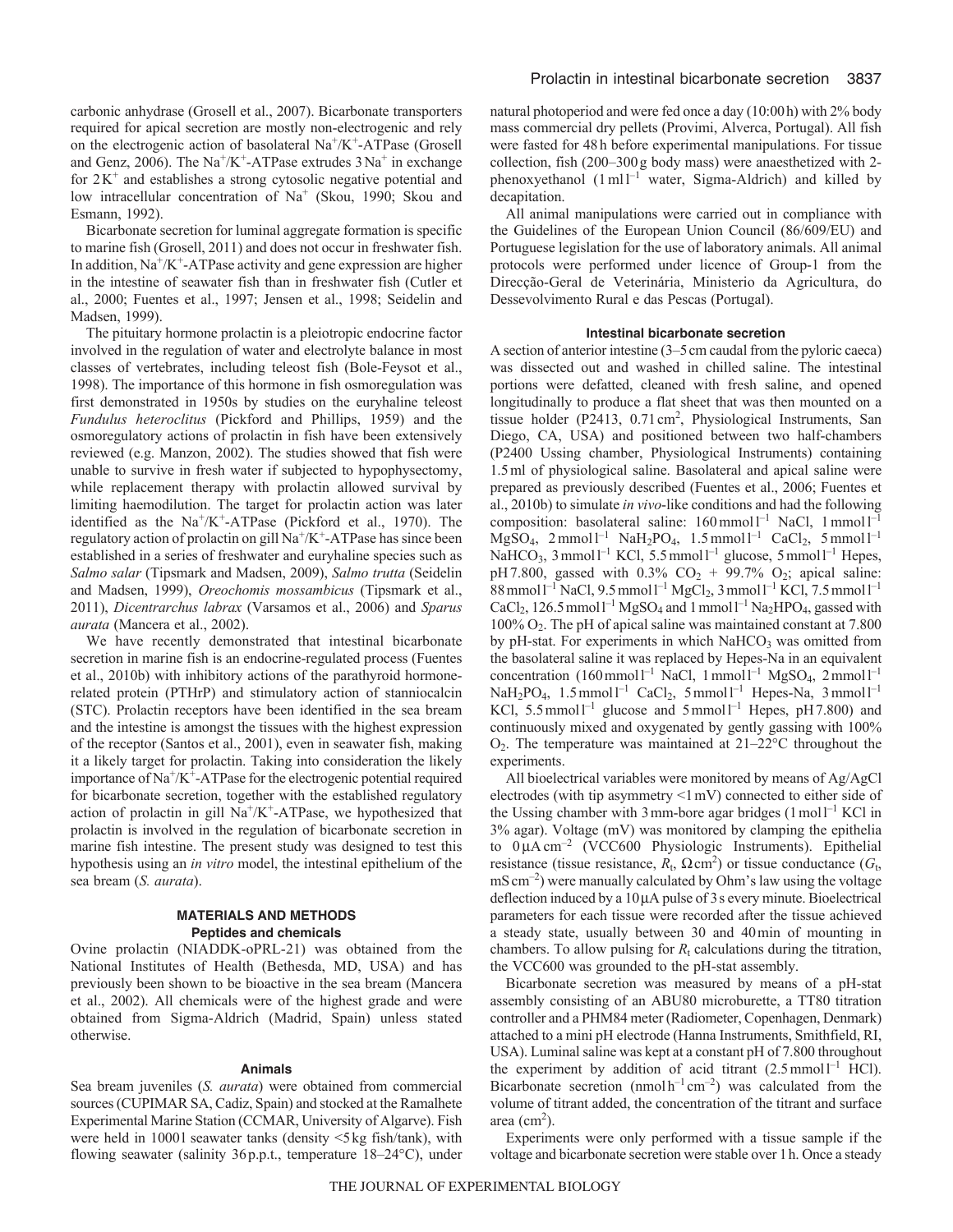carbonic anhydrase (Grosell et al., 2007). Bicarbonate transporters required for apical secretion are mostly non-electrogenic and rely on the electrogenic action of basolateral $Na^+/K^+$-ATPase (Grosell and Genz, 2006). The $Na^+/K^+$-ATPase extrudes $3\,Na^+$ in exchange for $2K^+$ and establishes a strong cytosolic negative potential and low intracellular concentration of $Na^+$ (Skou, 1990; Skou and Esmann, 1992).

Bicarbonate secretion for luminal aggregate formation is specific to marine fish (Grosell, 2011) and does not occur in freshwater fish. In addition, $Na^+/K^+$-ATPase activity and gene expression are higher in the intestine of seawater fish than in freshwater fish (Cutler et al., 2000; Fuentes et al., 1997; Jensen et al., 1998; Seidelin and Madsen, 1999).

The pituitary hormone prolactin is a pleiotropic endocrine factor involved in the regulation of water and electrolyte balance in most classes of vertebrates, including teleost fish (Bole-Feysot et al., 1998). The importance of this hormone in fish osmoregulation was first demonstrated in 1950s by studies on the euryhaline teleost *Fundulus heteroclitus* (Pickford and Phillips, 1959) and the osmoregulatory actions of prolactin in fish have been extensively reviewed (e.g. Manzon, 2002). The studies showed that fish were unable to survive in fresh water if subjected to hypophysectomy, while replacement therapy with prolactin allowed survival by limiting haemodilution. The target for prolactin action was later identified as the $Na^+/K^+$-ATPase (Pickford et al., 1970). The regulatory action of prolactin on gill $Na^+/K^+$-ATPase has since been established in a series of freshwater and euryhaline species such as *Salmo salar* (Tipsmark and Madsen, 2009), *Salmo trutta* (Seidelin and Madsen, 1999), *Oreochomis mossambicus* (Tipsmark et al., 2011), *Dicentrarchus labrax* (Varsamos et al., 2006) and *Sparus aurata* (Mancera et al., 2002).

We have recently demonstrated that intestinal bicarbonate secretion in marine fish is an endocrine-regulated process (Fuentes et al., 2010b) with inhibitory actions of the parathyroid hormone-related protein (PTHrP) and stimulatory action of stanniocalcin (STC). Prolactin receptors have been identified in the sea bream and the intestine is amongst the tissues with the highest expression of the receptor (Santos et al., 2001), even in seawater fish, making it a likely target for prolactin. Taking into consideration the likely importance of $Na^+/K^+$-ATPase for the electrogenic potential required for bicarbonate secretion, together with the established regulatory action of prolactin in gill $Na^+/K^+$-ATPase, we hypothesized that prolactin is involved in the regulation of bicarbonate secretion in marine fish intestine. The present study was designed to test this hypothesis using an *in vitro* model, the intestinal epithelium of the sea bream (*S. aurata*).

## MATERIALS AND METHODS

### Peptides and chemicals

Ovine prolactin (NIADDK-oPRL-21) was obtained from the National Institutes of Health (Bethesda, MD, USA) and has previously been shown to be bioactive in the sea bream (Mancera et al., 2002). All chemicals were of the highest grade and were obtained from Sigma-Aldrich (Madrid, Spain) unless stated otherwise.

### Animals

Sea bream juveniles (*S. aurata*) were obtained from commercial sources (CUPIMAR SA, Cadiz, Spain) and stocked at the Ramalhete Experimental Marine Station (CCMAR, University of Algarve). Fish were held in 1000 l seawater tanks (density <5 kg fish/tank), with flowing seawater (salinity 36 p.p.t., temperature 18–24°C), under natural photoperiod and were fed once a day (10:00 h) with 2% body mass commercial dry pellets (Provimi, Alverca, Portugal). All fish were fasted for 48 h before experimental manipulations. For tissue collection, fish (200–300 g body mass) were anaesthetized with 2-phenoxyethanol ($1\,ml\,l^{-1}$ water, Sigma-Aldrich) and killed by decapitation.

All animal manipulations were carried out in compliance with the Guidelines of the European Union Council (86/609/EU) and Portuguese legislation for the use of laboratory animals. All animal protocols were performed under licence of Group-1 from the Direcção-Geral de Veterinária, Ministerio da Agricultura, do Dessevolvimento Rural e das Pescas (Portugal).

### Intestinal bicarbonate secretion

A section of anterior intestine (3–5 cm caudal from the pyloric caeca) was dissected out and washed in chilled saline. The intestinal portions were defatted, cleaned with fresh saline, and opened longitudinally to produce a flat sheet that was then mounted on a tissue holder (P2413, $0.71\,cm^2$, Physiological Instruments, San Diego, CA, USA) and positioned between two half-chambers (P2400 Ussing chamber, Physiological Instruments) containing 1.5 ml of physiological saline. Basolateral and apical saline were prepared as previously described (Fuentes et al., 2006; Fuentes et al., 2010b) to simulate *in vivo*-like conditions and had the following composition: basolateral saline: $160\,mmol\,l^{-1}$ NaCl, $1\,mmol\,l^{-1}$ $MgSO_4$, $2\,mmol\,l^{-1}$ $NaH_2PO_4$, $1.5\,mmol\,l^{-1}$ $CaCl_2$, $5\,mmol\,l^{-1}$ $NaHCO_3$, $3\,mmol\,l^{-1}$ KCl, $5.5\,mmol\,l^{-1}$ glucose, $5\,mmol\,l^{-1}$ Hepes, pH 7.800, gassed with 0.3% $CO_2$ + 99.7% $O_2$; apical saline: $88\,mmol\,l^{-1}$ NaCl, $9.5\,mmol\,l^{-1}$ $MgCl_2$, $3\,mmol\,l^{-1}$ KCl, $7.5\,mmol\,l^{-1}$ $CaCl_2$, $126.5\,mmol\,l^{-1}$ $MgSO_4$ and $1\,mmol\,l^{-1}$ $Na_2HPO_4$, gassed with 100% $O_2$. The pH of apical saline was maintained constant at 7.800 by pH-stat. For experiments in which $NaHCO_3$ was omitted from the basolateral saline it was replaced by Hepes-Na in an equivalent concentration ($160\,mmol\,l^{-1}$ NaCl, $1\,mmol\,l^{-1}$ $MgSO_4$, $2\,mmol\,l^{-1}$ $NaH_2PO_4$, $1.5\,mmol\,l^{-1}$ $CaCl_2$, $5\,mmol\,l^{-1}$ Hepes-Na, $3\,mmol\,l^{-1}$ KCl, $5.5\,mmol\,l^{-1}$ glucose and $5\,mmol\,l^{-1}$ Hepes, pH 7.800) and continuously mixed and oxygenated by gently gassing with 100% $O_2$. The temperature was maintained at 21–22°C throughout the experiments.

All bioelectrical variables were monitored by means of Ag/AgCl electrodes (with tip asymmetry <1 mV) connected to either side of the Ussing chamber with 3 mm-bore agar bridges ($1\,mol\,l^{-1}$ KCl in 3% agar). Voltage (mV) was monitored by clamping the epithelia to $0\,\mu A\,cm^{-2}$ (VCC600 Physiologic Instruments). Epithelial resistance (tissue resistance, $R_t$, $\Omega\,cm^2$) or tissue conductance ($G_t$, $mS\,cm^{-2}$) were manually calculated by Ohm's law using the voltage deflection induced by a $10\,\mu A$ pulse of 3 s every minute. Bioelectrical parameters for each tissue were recorded after the tissue achieved a steady state, usually between 30 and 40 min of mounting in chambers. To allow pulsing for $R_t$ calculations during the titration, the VCC600 was grounded to the pH-stat assembly.

Bicarbonate secretion was measured by means of a pH-stat assembly consisting of an ABU80 microburette, a TT80 titration controller and a PHM84 meter (Radiometer, Copenhagen, Denmark) attached to a mini pH electrode (Hanna Instruments, Smithfield, RI, USA). Luminal saline was kept at a constant pH of 7.800 throughout the experiment by addition of acid titrant ($2.5\,mmol\,l^{-1}$ HCl). Bicarbonate secretion ($nmol\,h^{-1}\,cm^{-2}$) was calculated from the volume of titrant added, the concentration of the titrant and surface area ($cm^2$).

Experiments were only performed with a tissue sample if the voltage and bicarbonate secretion were stable over 1 h. Once a steady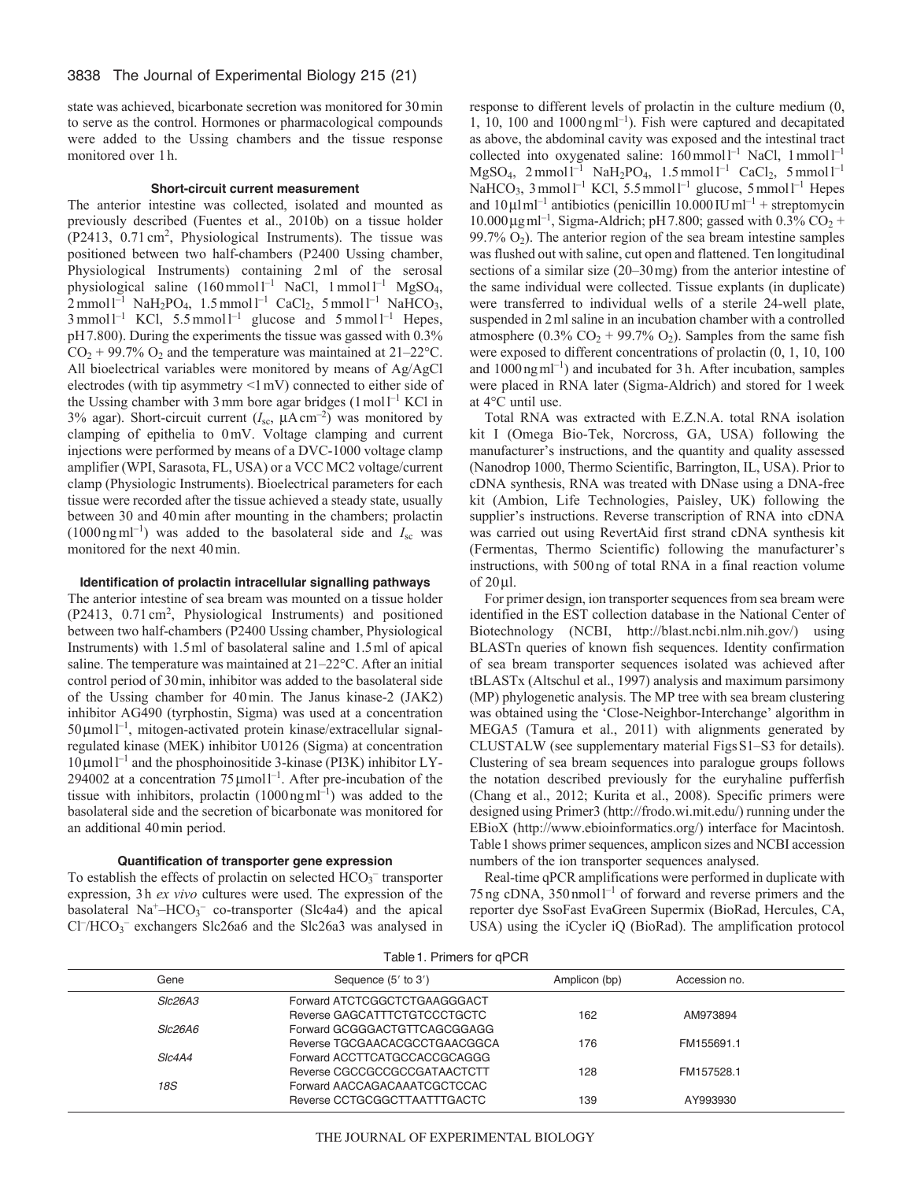state was achieved, bicarbonate secretion was monitored for 30 min to serve as the control. Hormones or pharmacological compounds were added to the Ussing chambers and the tissue response monitored over 1 h.

### Short-circuit current measurement

The anterior intestine was collected, isolated and mounted as previously described (Fuentes et al., 2010b) on a tissue holder (P2413, 0.71 $cm^2$, Physiological Instruments). The tissue was positioned between two half-chambers (P2400 Ussing chamber, Physiological Instruments) containing 2 ml of the serosal physiological saline (160 $mmol\,l^{-1}$ NaCl, 1 $mmol\,l^{-1}$ $MgSO_4$, 2 $mmol\,l^{-1}$ $NaH_2PO_4$, 1.5 $mmol\,l^{-1}$ $CaCl_2$, 5 $mmol\,l^{-1}$ $NaHCO_3$, 3 $mmol\,l^{-1}$ KCl, 5.5 $mmol\,l^{-1}$ glucose and 5 $mmol\,l^{-1}$ Hepes, pH 7.800). During the experiments the tissue was gassed with 0.3% $CO_2$ + 99.7% $O_2$ and the temperature was maintained at 21–22°C. All bioelectrical variables were monitored by means of Ag/AgCl electrodes (with tip asymmetry <1 mV) connected to either side of the Ussing chamber with 3 mm bore agar bridges (1 $mol\,l^{-1}$ KCl in 3% agar). Short-circuit current ($I_{sc}$, $\mu A\,cm^{-2}$) was monitored by clamping of epithelia to 0 mV. Voltage clamping and current injections were performed by means of a DVC-1000 voltage clamp amplifier (WPI, Sarasota, FL, USA) or a VCC MC2 voltage/current clamp (Physiologic Instruments). Bioelectrical parameters for each tissue were recorded after the tissue achieved a steady state, usually between 30 and 40 min after mounting in the chambers; prolactin (1000 $ng\,ml^{-1}$) was added to the basolateral side and $I_{sc}$ was monitored for the next 40 min.

### Identification of prolactin intracellular signalling pathways

The anterior intestine of sea bream was mounted on a tissue holder (P2413, 0.71 $cm^2$, Physiological Instruments) and positioned between two half-chambers (P2400 Ussing chamber, Physiological Instruments) with 1.5 ml of basolateral saline and 1.5 ml of apical saline. The temperature was maintained at 21–22°C. After an initial control period of 30 min, inhibitor was added to the basolateral side of the Ussing chamber for 40 min. The Janus kinase-2 (JAK2) inhibitor AG490 (tyrphostin, Sigma) was used at a concentration 50 $\mu mol\,l^{-1}$, mitogen-activated protein kinase/extracellular signal-regulated kinase (MEK) inhibitor U0126 (Sigma) at concentration 10 $\mu mol\,l^{-1}$ and the phosphoinositide 3-kinase (PI3K) inhibitor LY-294002 at a concentration 75 $\mu mol\,l^{-1}$. After pre-incubation of the tissue with inhibitors, prolactin (1000 $ng\,ml^{-1}$) was added to the basolateral side and the secretion of bicarbonate was monitored for an additional 40 min period.

### Quantification of transporter gene expression

To establish the effects of prolactin on selected $HCO_3^-$ transporter expression, 3 h *ex vivo* cultures were used. The expression of the basolateral $Na^+$–$HCO_3^-$ co-transporter (Slc4a4) and the apical $Cl^-$/$HCO_3^-$ exchangers Slc26a6 and the Slc26a3 was analysed in response to different levels of prolactin in the culture medium (0, 1, 10, 100 and 1000 $ng\,ml^{-1}$). Fish were captured and decapitated as above, the abdominal cavity was exposed and the intestinal tract collected into oxygenated saline: 160 $mmol\,l^{-1}$ NaCl, 1 $mmol\,l^{-1}$ $MgSO_4$, 2 $mmol\,l^{-1}$ $NaH_2PO_4$, 1.5 $mmol\,l^{-1}$ $CaCl_2$, 5 $mmol\,l^{-1}$ $NaHCO_3$, 3 $mmol\,l^{-1}$ KCl, 5.5 $mmol\,l^{-1}$ glucose, 5 $mmol\,l^{-1}$ Hepes and 10 $\mu l\,ml^{-1}$ antibiotics (penicillin 10.000 $IU\,ml^{-1}$ + streptomycin 10.000 $\mu g\,ml^{-1}$, Sigma-Aldrich; pH 7.800; gassed with 0.3% $CO_2$ + 99.7% $O_2$). The anterior region of the sea bream intestine samples was flushed out with saline, cut open and flattened. Ten longitudinal sections of a similar size (20–30 mg) from the anterior intestine of the same individual were collected. Tissue explants (in duplicate) were transferred to individual wells of a sterile 24-well plate, suspended in 2 ml saline in an incubation chamber with a controlled atmosphere (0.3% $CO_2$ + 99.7% $O_2$). Samples from the same fish were exposed to different concentrations of prolactin (0, 1, 10, 100 and 1000 $ng\,ml^{-1}$) and incubated for 3 h. After incubation, samples were placed in RNA later (Sigma-Aldrich) and stored for 1 week at 4°C until use.

Total RNA was extracted with E.Z.N.A. total RNA isolation kit I (Omega Bio-Tek, Norcross, GA, USA) following the manufacturer's instructions, and the quantity and quality assessed (Nanodrop 1000, Thermo Scientific, Barrington, IL, USA). Prior to cDNA synthesis, RNA was treated with DNase using a DNA-free kit (Ambion, Life Technologies, Paisley, UK) following the supplier's instructions. Reverse transcription of RNA into cDNA was carried out using RevertAid first strand cDNA synthesis kit (Fermentas, Thermo Scientific) following the manufacturer's instructions, with 500 ng of total RNA in a final reaction volume of 20 µl.

For primer design, ion transporter sequences from sea bream were identified in the EST collection database in the National Center of Biotechnology (NCBI, http://blast.ncbi.nlm.nih.gov/) using BLASTn queries of known fish sequences. Identity confirmation of sea bream transporter sequences isolated was achieved after tBLASTx (Altschul et al., 1997) analysis and maximum parsimony (MP) phylogenetic analysis. The MP tree with sea bream clustering was obtained using the 'Close-Neighbor-Interchange' algorithm in MEGA5 (Tamura et al., 2011) with alignments generated by CLUSTALW (see supplementary material Figs S1–S3 for details). Clustering of sea bream sequences into paralogue groups follows the notation described previously for the euryhaline pufferfish (Chang et al., 2012; Kurita et al., 2008). Specific primers were designed using Primer3 (http://frodo.wi.mit.edu/) running under the EBioX (http://www.ebioinformatics.org/) interface for Macintosh. Table 1 shows primer sequences, amplicon sizes and NCBI accession numbers of the ion transporter sequences analysed.

Real-time qPCR amplifications were performed in duplicate with 75 ng cDNA, 350 $nmol\,l^{-1}$ of forward and reverse primers and the reporter dye SsoFast EvaGreen Supermix (BioRad, Hercules, CA, USA) using the iCycler iQ (BioRad). The amplification protocol

Table 1. Primers for qPCR

| Gene | Sequence (5′ to 3′) | Amplicon (bp) | Accession no. |
|---|---|---|---|
| *Slc26A3* | Forward ATCTCGGCTCTGAAGGGACT<br>Reverse GAGCATTTCTGTCCCTGCTC | 162 | AM973894 |
| *Slc26A6* | Forward GCGGGACTGTTCAGCGGAGG<br>Reverse TGCGAACACGCCTGAACGGCA | 176 | FM155691.1 |
| *Slc4A4* | Forward ACCTTCATGCCACCGCAGGG<br>Reverse CGCCGCCGCCGATAACTCTT | 128 | FM157528.1 |
| *18S* | Forward AACCAGACAAATCGCTCCAC<br>Reverse CCTGCGGCTTAATTTGACTC | 139 | AY993930 |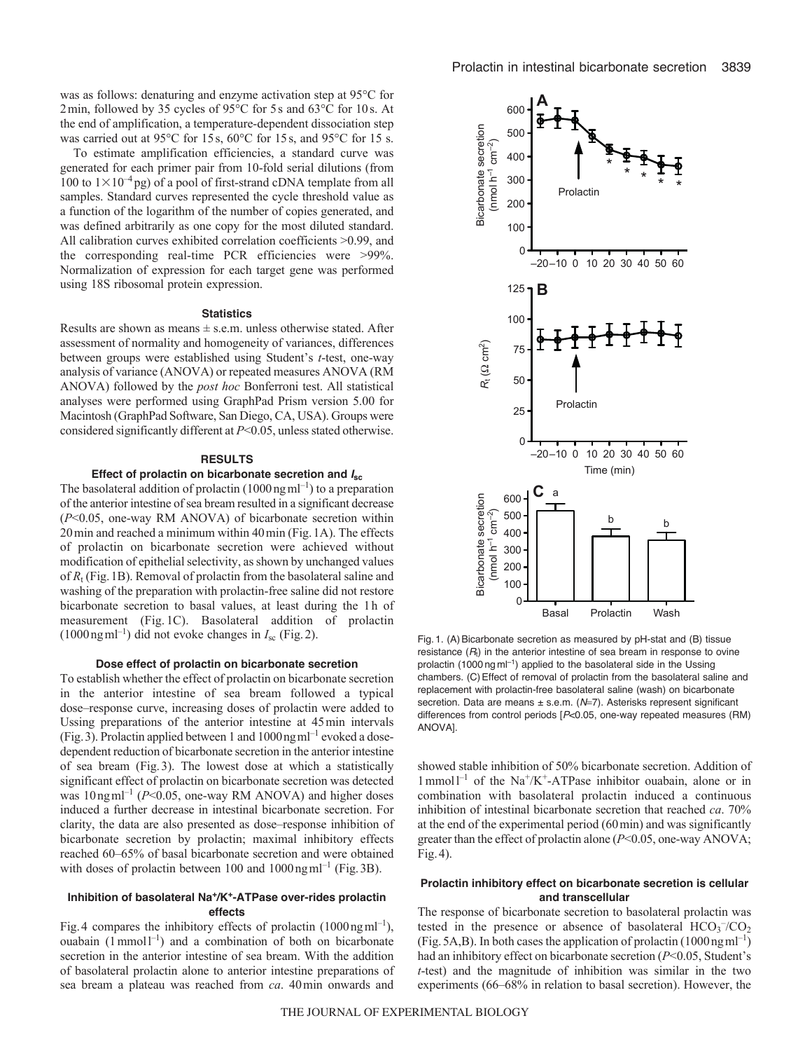was as follows: denaturing and enzyme activation step at 95°C for 2 min, followed by 35 cycles of 95°C for 5 s and 63°C for 10 s. At the end of amplification, a temperature-dependent dissociation step was carried out at 95°C for 15 s, 60°C for 15 s, and 95°C for 15 s.

To estimate amplification efficiencies, a standard curve was generated for each primer pair from 10-fold serial dilutions (from 100 to $1\times10^{-4}$ pg) of a pool of first-strand cDNA template from all samples. Standard curves represented the cycle threshold value as a function of the logarithm of the number of copies generated, and was defined arbitrarily as one copy for the most diluted standard. All calibration curves exhibited correlation coefficients >0.99, and the corresponding real-time PCR efficiencies were >99%. Normalization of expression for each target gene was performed using 18S ribosomal protein expression.

### Statistics

Results are shown as means ± s.e.m. unless otherwise stated. After assessment of normality and homogeneity of variances, differences between groups were established using Student's *t*-test, one-way analysis of variance (ANOVA) or repeated measures ANOVA (RM ANOVA) followed by the *post hoc* Bonferroni test. All statistical analyses were performed using GraphPad Prism version 5.00 for Macintosh (GraphPad Software, San Diego, CA, USA). Groups were considered significantly different at $P<0.05$, unless stated otherwise.

## RESULTS

### Effect of prolactin on bicarbonate secretion and $I_{sc}$

The basolateral addition of prolactin (1000 ng ml$^{-1}$) to a preparation of the anterior intestine of sea bream resulted in a significant decrease ($P<0.05$, one-way RM ANOVA) of bicarbonate secretion within 20 min and reached a minimum within 40 min (Fig. 1A). The effects of prolactin on bicarbonate secretion were achieved without modification of epithelial selectivity, as shown by unchanged values of $R_t$ (Fig. 1B). Removal of prolactin from the basolateral saline and washing of the preparation with prolactin-free saline did not restore bicarbonate secretion to basal values, at least during the 1 h of measurement (Fig. 1C). Basolateral addition of prolactin (1000 ng ml$^{-1}$) did not evoke changes in $I_{sc}$ (Fig. 2).

### Dose effect of prolactin on bicarbonate secretion

To establish whether the effect of prolactin on bicarbonate secretion in the anterior intestine of sea bream followed a typical dose–response curve, increasing doses of prolactin were added to Ussing preparations of the anterior intestine at 45 min intervals (Fig. 3). Prolactin applied between 1 and 1000 ng ml$^{-1}$ evoked a dose-dependent reduction of bicarbonate secretion in the anterior intestine of sea bream (Fig. 3). The lowest dose at which a statistically significant effect of prolactin on bicarbonate secretion was detected was 10 ng ml$^{-1}$ ($P<0.05$, one-way RM ANOVA) and higher doses induced a further decrease in intestinal bicarbonate secretion. For clarity, the data are also presented as dose–response inhibition of bicarbonate secretion by prolactin; maximal inhibitory effects reached 60–65% of basal bicarbonate secretion and were obtained with doses of prolactin between 100 and 1000 ng ml$^{-1}$ (Fig. 3B).

### Inhibition of basolateral $Na^+/K^+$-ATPase over-rides prolactin effects

Fig. 4 compares the inhibitory effects of prolactin (1000 ng ml$^{-1}$), ouabain (1 mmol l$^{-1}$) and a combination of both on bicarbonate secretion in the anterior intestine of sea bream. With the addition of basolateral prolactin alone to anterior intestine preparations of sea bream a plateau was reached from *ca*. 40 min onwards and showed stable inhibition of 50% bicarbonate secretion. Addition of 1 mmol l$^{-1}$ of the $Na^+/K^+$-ATPase inhibitor ouabain, alone or in combination with basolateral prolactin induced a continuous inhibition of intestinal bicarbonate secretion that reached *ca*. 70% at the end of the experimental period (60 min) and was significantly greater than the effect of prolactin alone ($P<0.05$, one-way ANOVA; Fig. 4).

Fig. 1. (A) Bicarbonate secretion as measured by pH-stat and (B) tissue resistance ($R_t$) in the anterior intestine of sea bream in response to ovine prolactin (1000 ng ml$^{-1}$) applied to the basolateral side in the Ussing chambers. (C) Effect of removal of prolactin from the basolateral saline and replacement with prolactin-free basolateral saline (wash) on bicarbonate secretion. Data are means ± s.e.m. ($N$=7). Asterisks represent significant differences from control periods [$P<0.05$, one-way repeated measures (RM) ANOVA].

### Prolactin inhibitory effect on bicarbonate secretion is cellular and transcellular

The response of bicarbonate secretion to basolateral prolactin was tested in the presence or absence of basolateral $HCO_3^-/CO_2$ (Fig. 5A,B). In both cases the application of prolactin (1000 ng ml$^{-1}$) had an inhibitory effect on bicarbonate secretion ($P<0.05$, Student's *t*-test) and the magnitude of inhibition was similar in the two experiments (66–68% in relation to basal secretion). However, the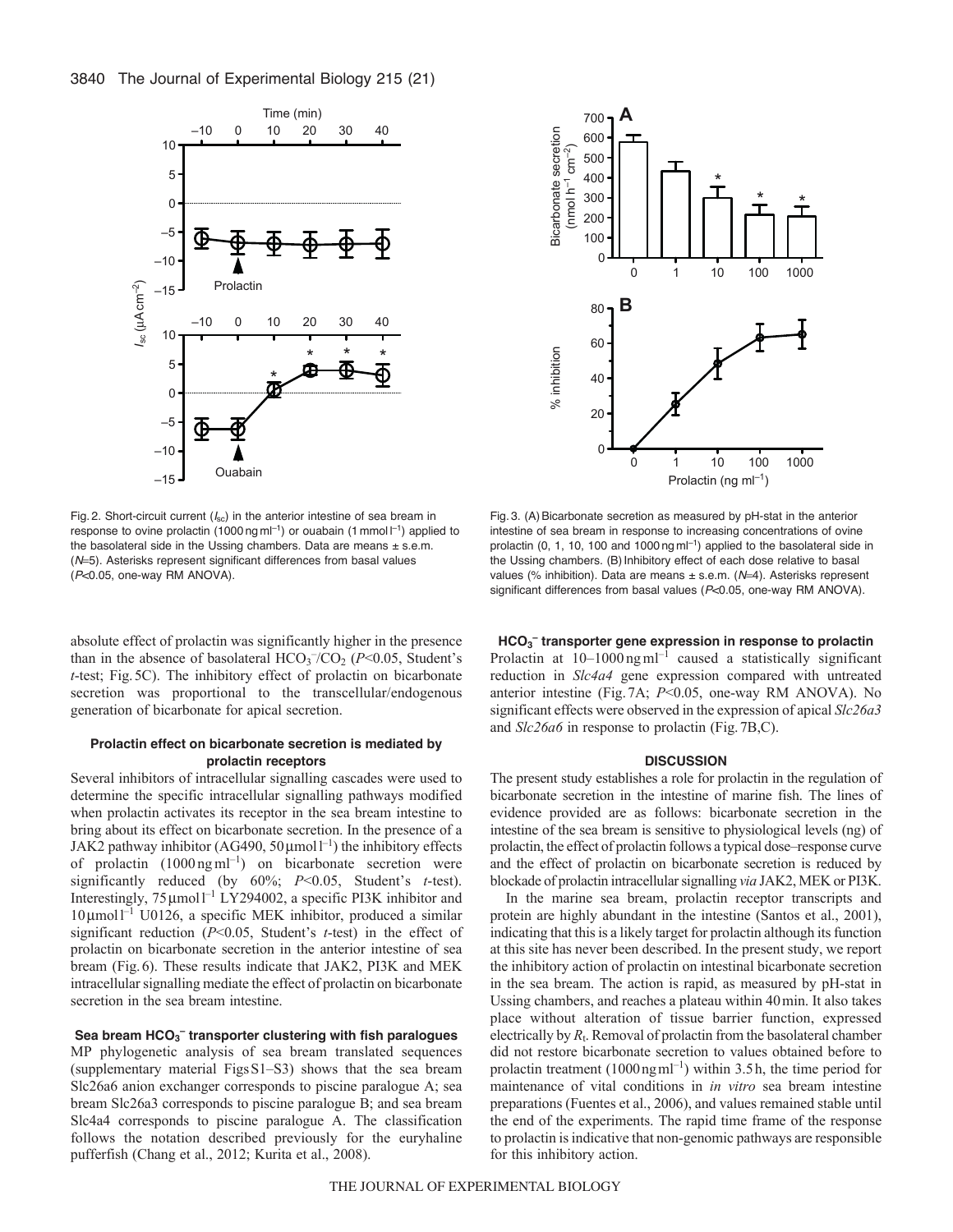Fig. 2. Short-circuit current ($I_{sc}$) in the anterior intestine of sea bream in response to ovine prolactin (1000 ng ml$^{-1}$) or ouabain (1 mmol l$^{-1}$) applied to the basolateral side in the Ussing chambers. Data are means ± s.e.m. ($N$=5). Asterisks represent significant differences from basal values ($P$<0.05, one-way RM ANOVA).

Fig. 3. (A) Bicarbonate secretion as measured by pH-stat in the anterior intestine of sea bream in response to increasing concentrations of ovine prolactin (0, 1, 10, 100 and 1000 ng ml$^{-1}$) applied to the basolateral side in the Ussing chambers. (B) Inhibitory effect of each dose relative to basal values (% inhibition). Data are means ± s.e.m. ($N$=4). Asterisks represent significant differences from basal values ($P$<0.05, one-way RM ANOVA).

absolute effect of prolactin was significantly higher in the presence than in the absence of basolateral $HCO_3^-/CO_2$ ($P$<0.05, Student's *t*-test; Fig. 5C). The inhibitory effect of prolactin on bicarbonate secretion was proportional to the transcellular/endogenous generation of bicarbonate for apical secretion.

### Prolactin effect on bicarbonate secretion is mediated by prolactin receptors

Several inhibitors of intracellular signalling cascades were used to determine the specific intracellular signalling pathways modified when prolactin activates its receptor in the sea bream intestine to bring about its effect on bicarbonate secretion. In the presence of a JAK2 pathway inhibitor (AG490, 50 µmol l$^{-1}$) the inhibitory effects of prolactin (1000 ng ml$^{-1}$) on bicarbonate secretion were significantly reduced (by 60%; $P$<0.05, Student's *t*-test). Interestingly, 75 µmol l$^{-1}$ LY294002, a specific PI3K inhibitor and 10 µmol l$^{-1}$ U0126, a specific MEK inhibitor, produced a similar significant reduction ($P$<0.05, Student's *t*-test) in the effect of prolactin on bicarbonate secretion in the anterior intestine of sea bream (Fig. 6). These results indicate that JAK2, PI3K and MEK intracellular signalling mediate the effect of prolactin on bicarbonate secretion in the sea bream intestine.

### Sea bream $HCO_3^-$ transporter clustering with fish paralogues

MP phylogenetic analysis of sea bream translated sequences (supplementary material Figs S1–S3) shows that the sea bream Slc26a6 anion exchanger corresponds to piscine paralogue A; sea bream Slc26a3 corresponds to piscine paralogue B; and sea bream Slc4a4 corresponds to piscine paralogue A. The classification follows the notation described previously for the euryhaline pufferfish (Chang et al., 2012; Kurita et al., 2008).

### $HCO_3^-$ transporter gene expression in response to prolactin

Prolactin at 10–1000 ng ml$^{-1}$ caused a statistically significant reduction in *Slc4a4* gene expression compared with untreated anterior intestine (Fig. 7A; $P$<0.05, one-way RM ANOVA). No significant effects were observed in the expression of apical *Slc26a3* and *Slc26a6* in response to prolactin (Fig. 7B,C).

## DISCUSSION

The present study establishes a role for prolactin in the regulation of bicarbonate secretion in the intestine of marine fish. The lines of evidence provided are as follows: bicarbonate secretion in the intestine of the sea bream is sensitive to physiological levels (ng) of prolactin, the effect of prolactin follows a typical dose–response curve and the effect of prolactin on bicarbonate secretion is reduced by blockade of prolactin intracellular signalling *via* JAK2, MEK or PI3K.

In the marine sea bream, prolactin receptor transcripts and protein are highly abundant in the intestine (Santos et al., 2001), indicating that this is a likely target for prolactin although its function at this site has never been described. In the present study, we report the inhibitory action of prolactin on intestinal bicarbonate secretion in the sea bream. The action is rapid, as measured by pH-stat in Ussing chambers, and reaches a plateau within 40 min. It also takes place without alteration of tissue barrier function, expressed electrically by $R_t$. Removal of prolactin from the basolateral chamber did not restore bicarbonate secretion to values obtained before to prolactin treatment (1000 ng ml$^{-1}$) within 3.5 h, the time period for maintenance of vital conditions in *in vitro* sea bream intestine preparations (Fuentes et al., 2006), and values remained stable until the end of the experiments. The rapid time frame of the response to prolactin is indicative that non-genomic pathways are responsible for this inhibitory action.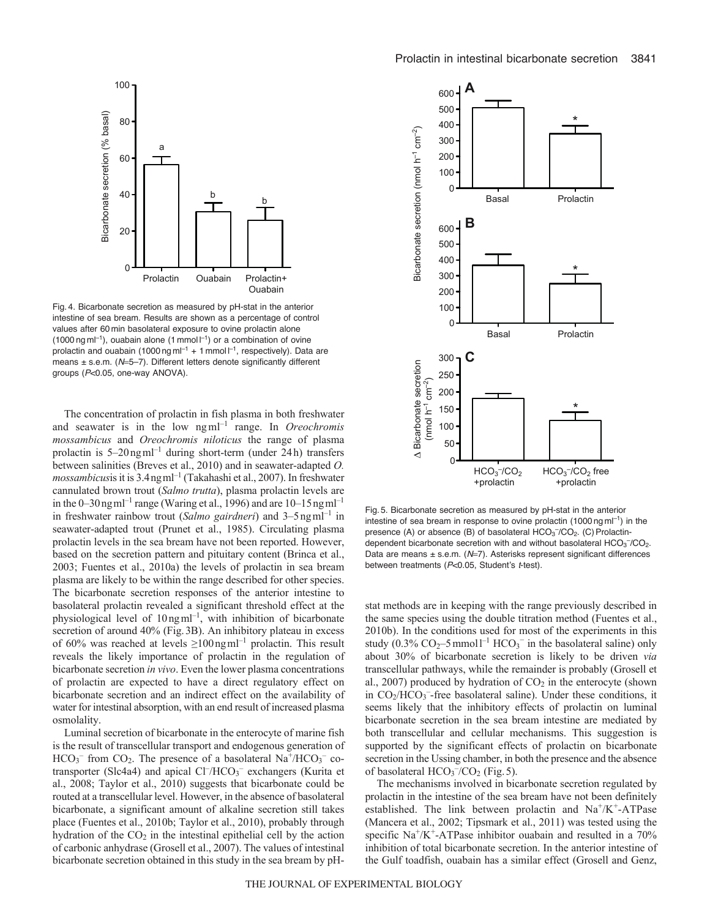Fig. 4. Bicarbonate secretion as measured by pH-stat in the anterior intestine of sea bream. Results are shown as a percentage of control values after 60 min basolateral exposure to ovine prolactin alone (1000 ng ml$^{-1}$), ouabain alone (1 mmol l$^{-1}$) or a combination of ovine prolactin and ouabain (1000 ng ml$^{-1}$ + 1 mmol l$^{-1}$, respectively). Data are means ± s.e.m. ($N$=5–7). Different letters denote significantly different groups ($P$<0.05, one-way ANOVA).

Fig. 5. Bicarbonate secretion as measured by pH-stat in the anterior intestine of sea bream in response to ovine prolactin (1000 ng ml$^{-1}$) in the presence (A) or absence (B) of basolateral $HCO_3^-/CO_2$. (C) Prolactin-dependent bicarbonate secretion with and without basolateral $HCO_3^-/CO_2$. Data are means ± s.e.m. ($N$=7). Asterisks represent significant differences between treatments ($P$<0.05, Student's $t$-test).

The concentration of prolactin in fish plasma in both freshwater and seawater is in the low ng ml$^{-1}$ range. In *Oreochromis mossambicus* and *Oreochromis niloticus* the range of plasma prolactin is 5–20 ng ml$^{-1}$ during short-term (under 24 h) transfers between salinities (Breves et al., 2010) and in seawater-adapted *O. mossambicus* it is 3.4 ng ml$^{-1}$ (Takahashi et al., 2007). In freshwater cannulated brown trout (*Salmo trutta*), plasma prolactin levels are in the 0–30 ng ml$^{-1}$ range (Waring et al., 1996) and are 10–15 ng ml$^{-1}$ in freshwater rainbow trout (*Salmo gairdneri*) and 3–5 ng ml$^{-1}$ in seawater-adapted trout (Prunet et al., 1985). Circulating plasma prolactin levels in the sea bream have not been reported. However, based on the secretion pattern and pituitary content (Brinca et al., 2003; Fuentes et al., 2010a) the levels of prolactin in sea bream plasma are likely to be within the range described for other species. The bicarbonate secretion responses of the anterior intestine to basolateral prolactin revealed a significant threshold effect at the physiological level of 10 ng ml$^{-1}$, with inhibition of bicarbonate secretion of around 40% (Fig. 3B). An inhibitory plateau in excess of 60% was reached at levels ≥100 ng ml$^{-1}$ prolactin. This result reveals the likely importance of prolactin in the regulation of bicarbonate secretion *in vivo*. Even the lower plasma concentrations of prolactin are expected to have a direct regulatory effect on bicarbonate secretion and an indirect effect on the availability of water for intestinal absorption, with an end result of increased plasma osmolality.

Luminal secretion of bicarbonate in the enterocyte of marine fish is the result of transcellular transport and endogenous generation of $HCO_3^-$ from $CO_2$. The presence of a basolateral $Na^+/HCO_3^-$ co-transporter (Slc4a4) and apical $Cl^-/HCO_3^-$ exchangers (Kurita et al., 2008; Taylor et al., 2010) suggests that bicarbonate could be routed at a transcellular level. However, in the absence of basolateral bicarbonate, a significant amount of alkaline secretion still takes place (Fuentes et al., 2010b; Taylor et al., 2010), probably through hydration of the $CO_2$ in the intestinal epithelial cell by the action of carbonic anhydrase (Grosell et al., 2007). The values of intestinal bicarbonate secretion obtained in this study in the sea bream by pH-stat methods are in keeping with the range previously described in the same species using the double titration method (Fuentes et al., 2010b). In the conditions used for most of the experiments in this study (0.3% $CO_2$–5 mmol l$^{-1}$ $HCO_3^-$ in the basolateral saline) only about 30% of bicarbonate secretion is likely to be driven *via* transcellular pathways, while the remainder is probably (Grosell et al., 2007) produced by hydration of $CO_2$ in the enterocyte (shown in $CO_2/HCO_3^-$-free basolateral saline). Under these conditions, it seems likely that the inhibitory effects of prolactin on luminal bicarbonate secretion in the sea bream intestine are mediated by both transcellular and cellular mechanisms. This suggestion is supported by the significant effects of prolactin on bicarbonate secretion in the Ussing chamber, in both the presence and the absence of basolateral $HCO_3^-/CO_2$ (Fig. 5).

The mechanisms involved in bicarbonate secretion regulated by prolactin in the intestine of the sea bream have not been definitely established. The link between prolactin and $Na^+/K^+$-ATPase (Mancera et al., 2002; Tipsmark et al., 2011) was tested using the specific $Na^+/K^+$-ATPase inhibitor ouabain and resulted in a 70% inhibition of total bicarbonate secretion. In the anterior intestine of the Gulf toadfish, ouabain has a similar effect (Grosell and Genz,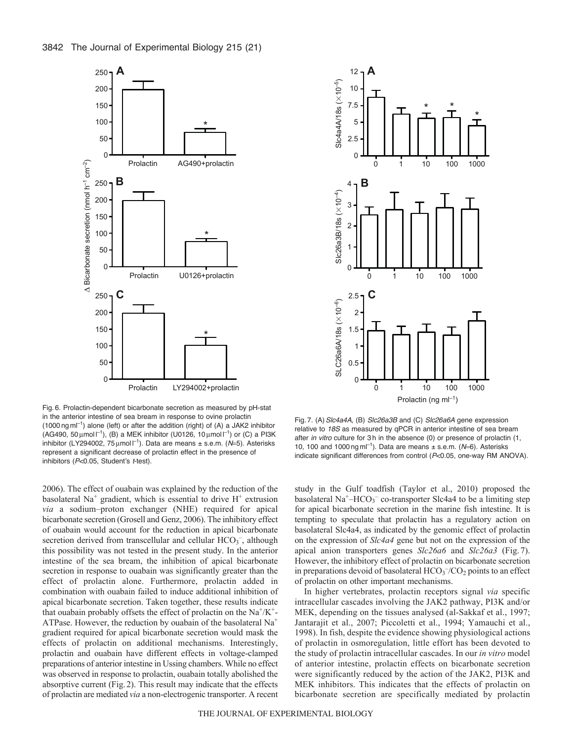Fig. 6. Prolactin-dependent bicarbonate secretion as measured by pH-stat in the anterior intestine of sea bream in response to ovine prolactin (1000 ng ml$^{-1}$) alone (left) or after the addition (right) of (A) a JAK2 inhibitor (AG490, 50 μmol l$^{-1}$), (B) a MEK inhibitor (U0126, 10 μmol l$^{-1}$) or (C) a PI3K inhibitor (LY294002, 75 μmol l$^{-1}$). Data are means ± s.e.m. ($N$=5). Asterisks represent a significant decrease of prolactin effect in the presence of inhibitors ($P$<0.05, Student's $t$-test).

Fig. 7. (A) *Slc4a4A*, (B) *Slc26a3B* and (C) *Slc26a6A* gene expression relative to *18S* as measured by qPCR in anterior intestine of sea bream after *in vitro* culture for 3 h in the absence (0) or presence of prolactin (1, 10, 100 and 1000 ng ml$^{-1}$). Data are means ± s.e.m. ($N$=6). Asterisks indicate significant differences from control ($P$<0.05, one-way RM ANOVA).

2006). The effect of ouabain was explained by the reduction of the basolateral $Na^+$ gradient, which is essential to drive $H^+$ extrusion *via* a sodium–proton exchanger (NHE) required for apical bicarbonate secretion (Grosell and Genz, 2006). The inhibitory effect of ouabain would account for the reduction in apical bicarbonate secretion derived from transcellular and cellular $HCO_3^-$, although this possibility was not tested in the present study. In the anterior intestine of the sea bream, the inhibition of apical bicarbonate secretion in response to ouabain was significantly greater than the effect of prolactin alone. Furthermore, prolactin added in combination with ouabain failed to induce additional inhibition of apical bicarbonate secretion. Taken together, these results indicate that ouabain probably offsets the effect of prolactin on the $Na^+/K^+$-ATPase. However, the reduction by ouabain of the basolateral $Na^+$ gradient required for apical bicarbonate secretion would mask the effects of prolactin on additional mechanisms. Interestingly, prolactin and ouabain have different effects in voltage-clamped preparations of anterior intestine in Ussing chambers. While no effect was observed in response to prolactin, ouabain totally abolished the absorptive current (Fig. 2). This result may indicate that the effects of prolactin are mediated *via* a non-electrogenic transporter. A recent study in the Gulf toadfish (Taylor et al., 2010) proposed the basolateral $Na^+$–$HCO_3^-$ co-transporter Slc4a4 to be a limiting step for apical bicarbonate secretion in the marine fish intestine. It is tempting to speculate that prolactin has a regulatory action on basolateral Slc4a4, as indicated by the genomic effect of prolactin on the expression of *Slc4a4* gene but not on the expression of the apical anion transporters genes *Slc26a6* and *Slc26a3* (Fig. 7). However, the inhibitory effect of prolactin on bicarbonate secretion in preparations devoid of basolateral $HCO_3^-/CO_2$ points to an effect of prolactin on other important mechanisms.

In higher vertebrates, prolactin receptors signal *via* specific intracellular cascades involving the JAK2 pathway, PI3K and/or MEK, depending on the tissues analysed (al-Sakkaf et al., 1997; Jantarajit et al., 2007; Piccoletti et al., 1994; Yamauchi et al., 1998). In fish, despite the evidence showing physiological actions of prolactin in osmoregulation, little effort has been devoted to the study of prolactin intracellular cascades. In our *in vitro* model of anterior intestine, prolactin effects on bicarbonate secretion were significantly reduced by the action of the JAK2, PI3K and MEK inhibitors. This indicates that the effects of prolactin on bicarbonate secretion are specifically mediated by prolactin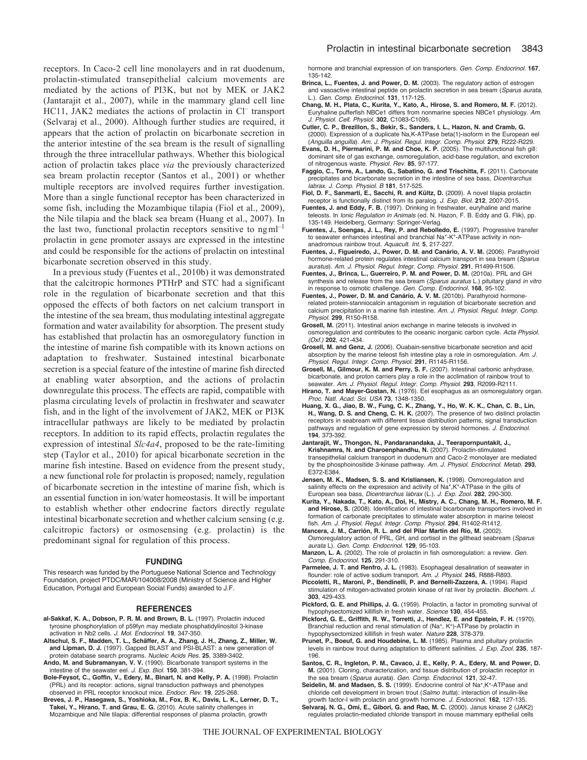receptors. In Caco-2 cell line monolayers and in rat duodenum, prolactin-stimulated transepithelial calcium movements are mediated by the actions of PI3K, but not by MEK or JAK2 (Jantarajit et al., 2007), while in the mammary gland cell line HC11, JAK2 mediates the actions of prolactin in $Cl^-$ transport (Selvaraj et al., 2000). Although further studies are required, it appears that the action of prolactin on bicarbonate secretion in the anterior intestine of the sea bream is the result of signalling through the three intracellular pathways. Whether this biological action of prolactin takes place *via* the previously characterized sea bream prolactin receptor (Santos et al., 2001) or whether multiple receptors are involved requires further investigation. More than a single functional receptor has been characterized in some fish, including the Mozambique tilapia (Fiol et al., 2009), the Nile tilapia and the black sea bream (Huang et al., 2007). In the last two, functional prolactin receptors sensitive to $ng\,ml^{-1}$ prolactin in gene promoter assays are expressed in the intestine and could be responsible for the actions of prolactin on intestinal bicarbonate secretion observed in this study.

In a previous study (Fuentes et al., 2010b) it was demonstrated that the calcitropic hormones PTHrP and STC had a significant role in the regulation of bicarbonate secretion and that this opposed the effects of both factors on net calcium transport in the intestine of the sea bream, thus modulating intestinal aggregate formation and water availability for absorption. The present study has established that prolactin has an osmoregulatory function in the intestine of marine fish compatible with its known actions on adaptation to freshwater. Sustained intestinal bicarbonate secretion is a special feature of the intestine of marine fish directed at enabling water absorption, and the actions of prolactin downregulate this process. The effects are rapid, compatible with plasma circulating levels of prolactin in freshwater and seawater fish, and in the light of the involvement of JAK2, MEK or PI3K intracellular pathways are likely to be mediated by prolactin receptors. In addition to its rapid effects, prolactin regulates the expression of intestinal *Slc4a4*, proposed to be the rate-limiting step (Taylor et al., 2010) for apical bicarbonate secretion in the marine fish intestine. Based on evidence from the present study, a new functional role for prolactin is proposed; namely, regulation of bicarbonate secretion in the intestine of marine fish, which is an essential function in ion/water homeostasis. It will be important to establish whether other endocrine factors directly regulate intestinal bicarbonate secretion and whether calcium sensing (e.g. calcitropic factors) or osmosensing (e.g. prolactin) is the predominant signal for regulation of this process.

## FUNDING

This research was funded by the Portuguese National Science and Technology Foundation, project PTDC/MAR/104008/2008 (Ministry of Science and Higher Education, Portugal and European Social Funds) awarded to J.F.

## REFERENCES

**al-Sakkaf, K. A., Dobson, P. R. M. and Brown, B. L.** (1997). Prolactin induced tyrosine phosphorylation of p59fyn may mediate phosphatidylinositol 3-kinase activation in Nb2 cells. *J. Mol. Endocrinol.* **19**, 347-350.

**Altschul, S. F., Madden, T. L., Schäffer, A. A., Zhang, J. H., Zhang, Z., Miller, W. and Lipman, D. J.** (1997). Gapped BLAST and PSI-BLAST: a new generation of protein database search programs. *Nucleic Acids Res.* **25**, 3389-3402.

**Ando, M. and Subramanyan, V. V.** (1990). Bicarbonate transport systems in the intestine of the seawater eel. *J. Exp. Biol.* **150**, 381-394.

**Bole-Feysot, C., Goffin, V., Edery, M., Binart, N. and Kelly, P. A.** (1998). Prolactin (PRL) and its receptor: actions, signal transduction pathways and phenotypes observed in PRL receptor knockout mice. *Endocr. Rev.* **19**, 225-268.

**Breves, J. P., Hasegawa, S., Yoshioka, M., Fox, B. K., Davis, L. K., Lerner, D. T., Takei, Y., Hirano, T. and Grau, E. G.** (2010). Acute salinity challenges in Mozambique and Nile tilapia: differential responses of plasma prolactin, growth hormone and branchial expression of ion transporters. *Gen. Comp. Endocrinol.* **167**, 135-142.

**Brinca, L., Fuentes, J. and Power, D. M.** (2003). The regulatory action of estrogen and vasoactive intestinal peptide on prolactin secretion in sea bream (*Sparus aurata*, L.). *Gen. Comp. Endocrinol.* **131**, 117-125.

**Chang, M. H., Plata, C., Kurita, Y., Kato, A., Hirose, S. and Romero, M. F.** (2012). Euryhaline pufferfish NBCe1 differs from nonmarine species NBCe1 physiology. *Am. J. Physiol. Cell. Physiol.* **302**, C1083-C1095.

**Cutler, C. P., Brezillon, S., Bekir, S., Sanders, I. L., Hazon, N. and Cramb, G.** (2000). Expression of a duplicate Na,K-ATPase beta(1)-isoform in the European eel (*Anguilla anguilla*). *Am. J. Physiol. Regul. Integr. Comp. Physiol.* **279**, R222-R229.

**Evans, D. H., Piermarini, P. M. and Choe, K. P.** (2005). The multifunctional fish gill: dominant site of gas exchange, osmoregulation, acid-base regulation, and excretion of nitrogenous waste. *Physiol. Rev.* **85**, 97-177.

**Faggio, C., Torre, A., Lando, G., Sabatino, G. and Trischitta, F.** (2011). Carbonate precipitates and bicarbonate secretion in the intestine of sea bass, *Dicentrarchus labrax*. *J. Comp. Physiol. B* **181**, 517-525.

**Fiol, D. F., Sanmarti, E., Sacchi, R. and Kültz, D.** (2009). A novel tilapia prolactin receptor is functionally distinct from its paralog. *J. Exp. Biol.* **212**, 2007-2015.

**Fuentes, J. and Eddy, F. B.** (1997). Drinking in freshwater, euryhaline and marine teleosts. In *Ionic Regulation in Animals* (ed. N. Hazon, F. B. Eddy and G. Flik), pp. 135-149. Heidelberg, Germany: Springer-Verlag.

**Fuentes, J., Soengas, J. L., Rey, P. and Rebolledo, E.** (1997). Progressive transfer to seawater enhances intestinal and branchial $Na^+$-$K^+$-ATPase activity in non-anadromous rainbow trout. *Aquacult. Int.* **5**, 217-227.

**Fuentes, J., Figueiredo, J., Power, D. M. and Canário, A. V. M.** (2006). Parathyroid hormone-related protein regulates intestinal calcium transport in sea bream (*Sparus auratus*). *Am. J. Physiol. Regul. Integr. Comp. Physiol.* **291**, R1499-R1506.

**Fuentes, J., Brinca, L., Guerreiro, P. M. and Power, D. M.** (2010a). PRL and GH synthesis and release from the sea bream (*Sparus auratus* L.) pituitary gland *in vitro* in response to osmotic challenge. *Gen. Comp. Endocrinol.* **168**, 95-102.

**Fuentes, J., Power, D. M. and Canário, A. V. M.** (2010b). Parathyroid hormone-related protein-stanniocalcin antagonism in regulation of bicarbonate secretion and calcium precipitation in a marine fish intestine. *Am. J. Physiol. Regul. Integr. Comp. Physiol.* **299**, R150-R158.

**Grosell, M.** (2011). Intestinal anion exchange in marine teleosts is involved in osmoregulation and contributes to the oceanic inorganic carbon cycle. *Acta Physiol. (Oxf.)* **202**, 421-434.

**Grosell, M. and Genz, J.** (2006). Ouabain-sensitive bicarbonate secretion and acid absorption by the marine teleost fish intestine play a role in osmoregulation. *Am. J. Physiol. Regul. Integr. Comp. Physiol.* **291**, R1145-R1156.

**Grosell, M., Gilmour, K. M. and Perry, S. F.** (2007). Intestinal carbonic anhydrase, bicarbonate, and proton carriers play a role in the acclimation of rainbow trout to seawater. *Am. J. Physiol. Regul. Integr. Comp. Physiol.* **293**, R2099-R2111.

**Hirano, T. and Mayer-Gostan, N.** (1976). Eel esophagus as an osmoregulatory organ. *Proc. Natl. Acad. Sci. USA* **73**, 1348-1350.

**Huang, X. G., Jiao, B. W., Fung, C. K., Zhang, Y., Ho, W. K. K., Chan, C. B., Lin, H., Wang, D. S. and Cheng, C. H. K.** (2007). The presence of two distinct prolactin receptors in seabream with different tissue distribution patterns, signal transduction pathways and regulation of gene expression by steroid hormones. *J. Endocrinol.* **194**, 373-392.

**Jantarajit, W., Thongon, N., Pandaranandaka, J., Teerapornpuntakit, J., Krishnamra, N. and Charoenphandhu, N.** (2007). Prolactin-stimulated transepithelial calcium transport in duodenum and Caco-2 monolayer are mediated by the phosphoinositide 3-kinase pathway. *Am. J. Physiol. Endocrinol. Metab.* **293**, E372-E384.

**Jensen, M. K., Madsen, S. S. and Kristiansen, K.** (1998). Osmoregulation and salinity effects on the expression and activity of $Na^+$,$K^+$-ATPase in the gills of European sea bass, *Dicentrarchus labrax* (L.). *J. Exp. Zool.* **282**, 290-300.

**Kurita, Y., Nakada, T., Kato, A., Doi, H., Mistry, A. C., Chang, M. H., Romero, M. F. and Hirose, S.** (2008). Identification of intestinal bicarbonate transporters involved in formation of carbonate precipitates to stimulate water absorption in marine teleost fish. *Am. J. Physiol. Regul. Integr. Comp. Physiol.* **294**, R1402-R1412.

**Mancera, J. M., Carrión, R. L. and del Pilar Martín del Río, M.** (2002). Osmoregulatory action of PRL, GH, and cortisol in the gilthead seabream (*Sparus aurata* L). *Gen. Comp. Endocrinol.* **129**, 95-103.

**Manzon, L. A.** (2002). The role of prolactin in fish osmoregulation: a review. *Gen. Comp. Endocrinol.* **125**, 291-310.

**Parmelee, J. T. and Renfro, J. L.** (1983). Esophageal desalination of seawater in flounder: role of active sodium transport. *Am. J. Physiol.* **245**, R888-R893.

**Piccoletti, R., Maroni, P., Bendinelli, P. and Bernelli-Zazzera, A.** (1994). Rapid stimulation of mitogen-activated protein kinase of rat liver by prolactin. *Biochem. J.* **303**, 429-433.

**Pickford, G. E. and Phillips, J. G.** (1959). Prolactin, a factor in promoting survival of hypophysectomized killifish in fresh water. *Science* **130**, 454-455.

**Pickford, G. E., Griffith, R. W., Torretti, J., Hendlez, E. and Epstein, F. H.** (1970). Branchial reduction and renal stimulation of ($Na^+$, $K^+$)-ATPase by prolactin in hypophysectomized killifish in fresh water. *Nature* **228**, 378-379.

**Prunet, P., Boeuf, G. and Houdebine, L. M.** (1985). Plasma and pituitary prolactin levels in rainbow trout during adaptation to different salinities. *J. Exp. Zool.* **235**, 187-196.

**Santos, C. R., Ingleton, P. M., Cavaco, J. E., Kelly, P. A., Edery, M. and Power, D. M.** (2001). Cloning, characterization, and tissue distribution of prolactin receptor in the sea bream (*Sparus aurata*). *Gen. Comp. Endocrinol.* **121**, 32-47.

**Seidelin, M. and Madsen, S. S.** (1999). Endocrine control of $Na^+$,$K^+$-ATPase and chloride cell development in brown trout (*Salmo trutta*): interaction of insulin-like growth factor-I with prolactin and growth hormone. *J. Endocrinol.* **162**, 127-135.

**Selvaraj, N. G., Omi, E., Gibori, G. and Rao, M. C.** (2000). Janus kinase 2 (JAK2) regulates prolactin-mediated chloride transport in mouse mammary epithelial cells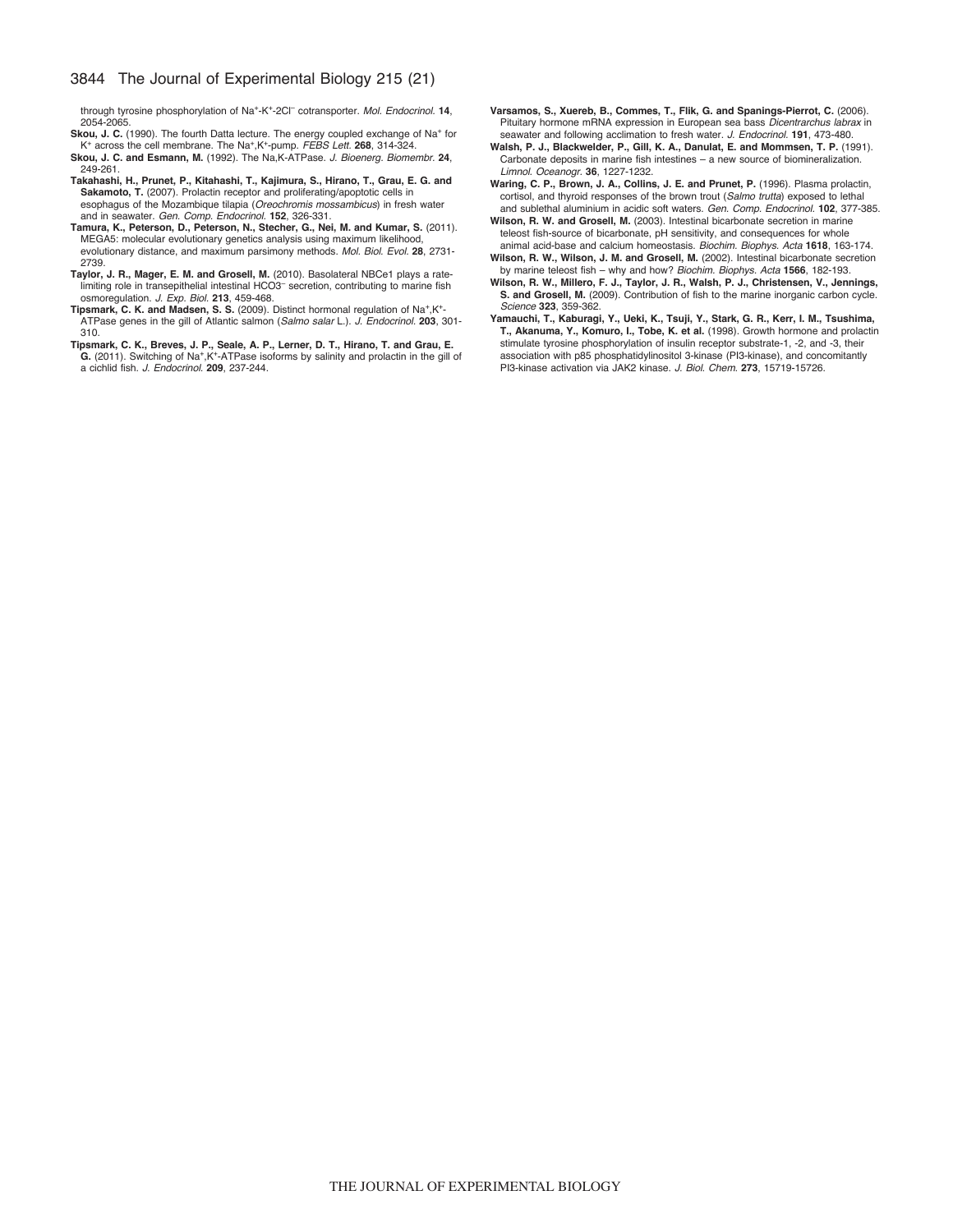through tyrosine phosphorylation of $Na^+$-$K^+$-$2Cl^-$ cotransporter. *Mol. Endocrinol.* **14**, 2054-2065.

**Skou, J. C.** (1990). The fourth Datta lecture. The energy coupled exchange of $Na^+$ for $K^+$ across the cell membrane. The $Na^+$,$K^+$-pump. *FEBS Lett.* **268**, 314-324.

**Skou, J. C. and Esmann, M.** (1992). The Na,K-ATPase. *J. Bioenerg. Biomembr.* **24**, 249-261.

**Takahashi, H., Prunet, P., Kitahashi, T., Kajimura, S., Hirano, T., Grau, E. G. and Sakamoto, T.** (2007). Prolactin receptor and proliferating/apoptotic cells in esophagus of the Mozambique tilapia (*Oreochromis mossambicus*) in fresh water and in seawater. *Gen. Comp. Endocrinol.* **152**, 326-331.

**Tamura, K., Peterson, D., Peterson, N., Stecher, G., Nei, M. and Kumar, S.** (2011). MEGA5: molecular evolutionary genetics analysis using maximum likelihood, evolutionary distance, and maximum parsimony methods. *Mol. Biol. Evol.* **28**, 2731-2739.

**Taylor, J. R., Mager, E. M. and Grosell, M.** (2010). Basolateral NBCe1 plays a rate-limiting role in transepithelial intestinal $HCO3^-$ secretion, contributing to marine fish osmoregulation. *J. Exp. Biol.* **213**, 459-468.

**Tipsmark, C. K. and Madsen, S. S.** (2009). Distinct hormonal regulation of $Na^+$,$K^+$-ATPase genes in the gill of Atlantic salmon (*Salmo salar* L.). *J. Endocrinol.* **203**, 301-310.

**Tipsmark, C. K., Breves, J. P., Seale, A. P., Lerner, D. T., Hirano, T. and Grau, E. G.** (2011). Switching of $Na^+$,$K^+$-ATPase isoforms by salinity and prolactin in the gill of a cichlid fish. *J. Endocrinol.* **209**, 237-244.

**Varsamos, S., Xuereb, B., Commes, T., Flik, G. and Spanings-Pierrot, C.** (2006). Pituitary hormone mRNA expression in European sea bass *Dicentrarchus labrax* in seawater and following acclimation to fresh water. *J. Endocrinol.* **191**, 473-480.

**Walsh, P. J., Blackwelder, P., Gill, K. A., Danulat, E. and Mommsen, T. P.** (1991). Carbonate deposits in marine fish intestines – a new source of biomineralization. *Limnol. Oceanogr.* **36**, 1227-1232.

**Waring, C. P., Brown, J. A., Collins, J. E. and Prunet, P.** (1996). Plasma prolactin, cortisol, and thyroid responses of the brown trout (*Salmo trutta*) exposed to lethal and sublethal aluminium in acidic soft waters. *Gen. Comp. Endocrinol.* **102**, 377-385.

**Wilson, R. W. and Grosell, M.** (2003). Intestinal bicarbonate secretion in marine teleost fish-source of bicarbonate, pH sensitivity, and consequences for whole animal acid-base and calcium homeostasis. *Biochim. Biophys. Acta* **1618**, 163-174.

**Wilson, R. W., Wilson, J. M. and Grosell, M.** (2002). Intestinal bicarbonate secretion by marine teleost fish – why and how? *Biochim. Biophys. Acta* **1566**, 182-193.

**Wilson, R. W., Millero, F. J., Taylor, J. R., Walsh, P. J., Christensen, V., Jennings, S. and Grosell, M.** (2009). Contribution of fish to the marine inorganic carbon cycle. *Science* **323**, 359-362.

**Yamauchi, T., Kaburagi, Y., Ueki, K., Tsuji, Y., Stark, G. R., Kerr, I. M., Tsushima, T., Akanuma, Y., Komuro, I., Tobe, K. et al.** (1998). Growth hormone and prolactin stimulate tyrosine phosphorylation of insulin receptor substrate-1, -2, and -3, their association with p85 phosphatidylinositol 3-kinase (PI3-kinase), and concomitantly PI3-kinase activation via JAK2 kinase. *J. Biol. Chem.* **273**, 15719-15726.